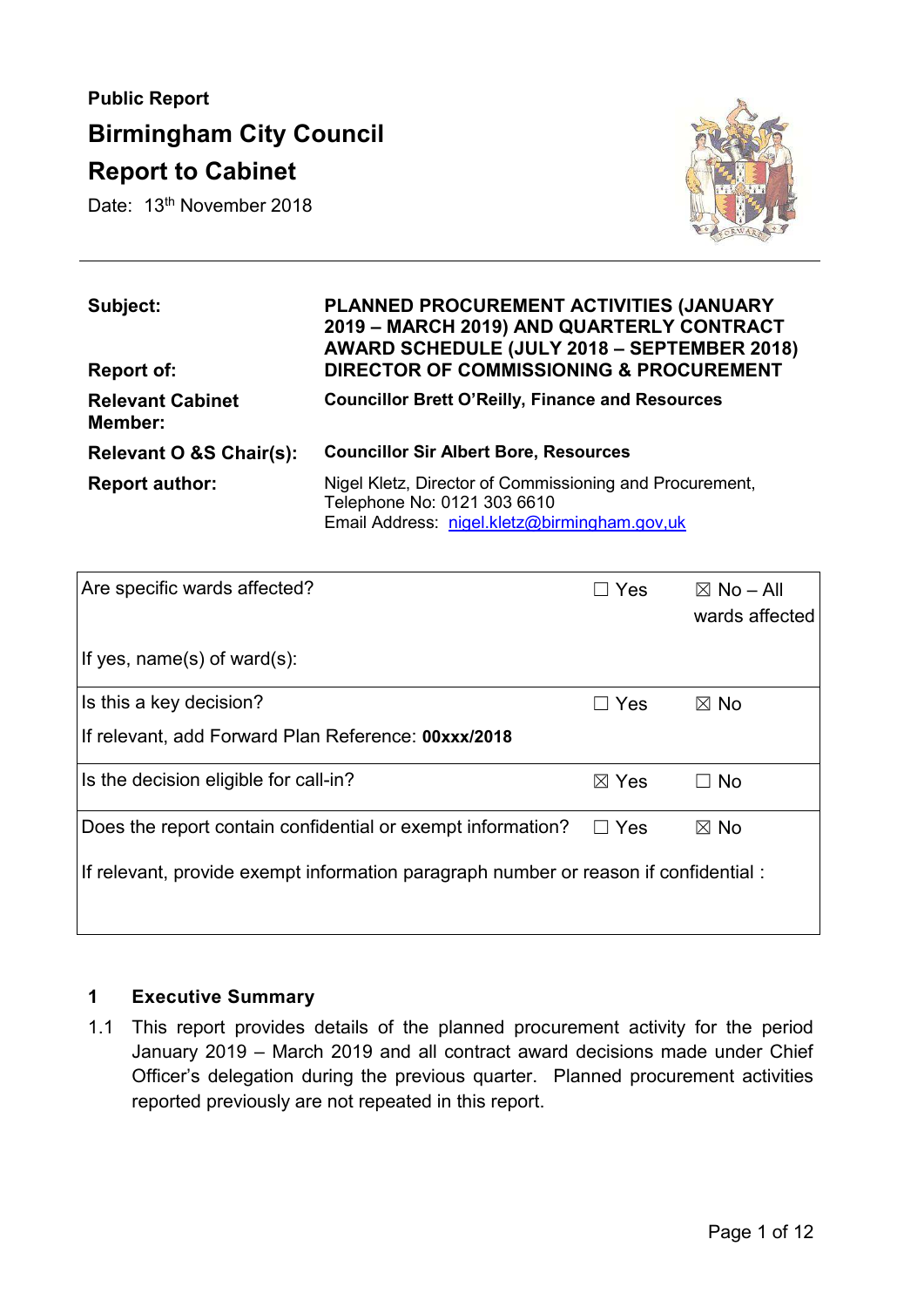**Public Report**

# Birmingham City Council

# Report to Cabinet

Date: 13th November 2018

| | |
|---|---|
| **Subject:** | **PLANNED PROCUREMENT ACTIVITIES (JANUARY 2019 – MARCH 2019) AND QUARTERLY CONTRACT AWARD SCHEDULE (JULY 2018 – SEPTEMBER 2018)** |
| **Report of:** | **DIRECTOR OF COMMISSIONING & PROCUREMENT** |
| **Relevant Cabinet Member:** | **Councillor Brett O'Reilly, Finance and Resources** |
| **Relevant O &S Chair(s):** | **Councillor Sir Albert Bore, Resources** |
| **Report author:** | Nigel Kletz, Director of Commissioning and Procurement, Telephone No: 0121 303 6610 Email Address: nigel.kletz@birmingham.gov,uk |

| | | |
|---|---|---|
| Are specific wards affected?<br><br>If yes, name(s) of ward(s): | ☐ Yes | ☒ No – All wards affected |
| Is this a key decision?<br><br>If relevant, add Forward Plan Reference: **00xxx/2018** | ☐ Yes | ☒ No |
| Is the decision eligible for call-in? | ☒ Yes | ☐ No |
| Does the report contain confidential or exempt information?<br><br>If relevant, provide exempt information paragraph number or reason if confidential : | ☐ Yes | ☒ No |

## 1 Executive Summary

1.1 This report provides details of the planned procurement activity for the period January 2019 – March 2019 and all contract award decisions made under Chief Officer's delegation during the previous quarter. Planned procurement activities reported previously are not repeated in this report.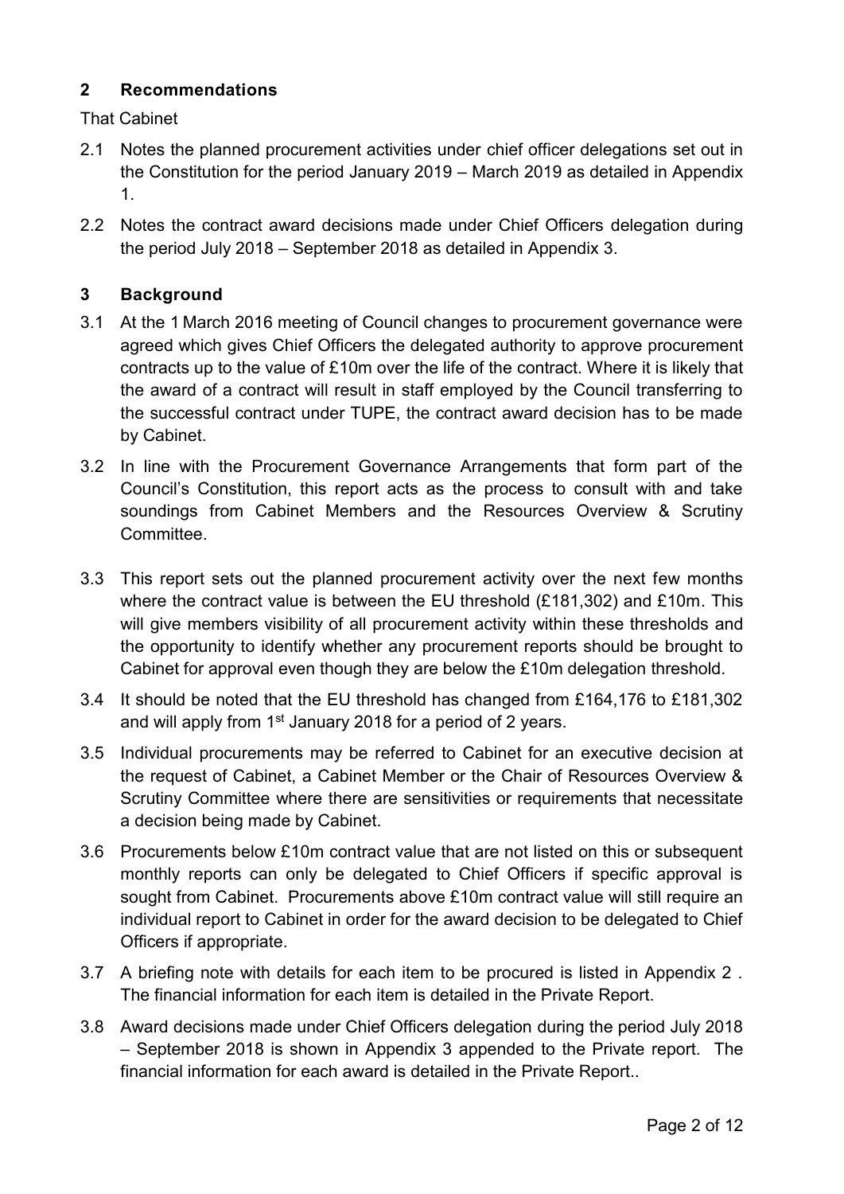## 2 Recommendations

That Cabinet

2.1 Notes the planned procurement activities under chief officer delegations set out in the Constitution for the period January 2019 – March 2019 as detailed in Appendix 1.

2.2 Notes the contract award decisions made under Chief Officers delegation during the period July 2018 – September 2018 as detailed in Appendix 3.

## 3 Background

3.1 At the 1 March 2016 meeting of Council changes to procurement governance were agreed which gives Chief Officers the delegated authority to approve procurement contracts up to the value of £10m over the life of the contract. Where it is likely that the award of a contract will result in staff employed by the Council transferring to the successful contract under TUPE, the contract award decision has to be made by Cabinet.

3.2 In line with the Procurement Governance Arrangements that form part of the Council's Constitution, this report acts as the process to consult with and take soundings from Cabinet Members and the Resources Overview & Scrutiny Committee.

3.3 This report sets out the planned procurement activity over the next few months where the contract value is between the EU threshold (£181,302) and £10m. This will give members visibility of all procurement activity within these thresholds and the opportunity to identify whether any procurement reports should be brought to Cabinet for approval even though they are below the £10m delegation threshold.

3.4 It should be noted that the EU threshold has changed from £164,176 to £181,302 and will apply from 1st January 2018 for a period of 2 years.

3.5 Individual procurements may be referred to Cabinet for an executive decision at the request of Cabinet, a Cabinet Member or the Chair of Resources Overview & Scrutiny Committee where there are sensitivities or requirements that necessitate a decision being made by Cabinet.

3.6 Procurements below £10m contract value that are not listed on this or subsequent monthly reports can only be delegated to Chief Officers if specific approval is sought from Cabinet. Procurements above £10m contract value will still require an individual report to Cabinet in order for the award decision to be delegated to Chief Officers if appropriate.

3.7 A briefing note with details for each item to be procured is listed in Appendix 2 . The financial information for each item is detailed in the Private Report.

3.8 Award decisions made under Chief Officers delegation during the period July 2018 – September 2018 is shown in Appendix 3 appended to the Private report. The financial information for each award is detailed in the Private Report..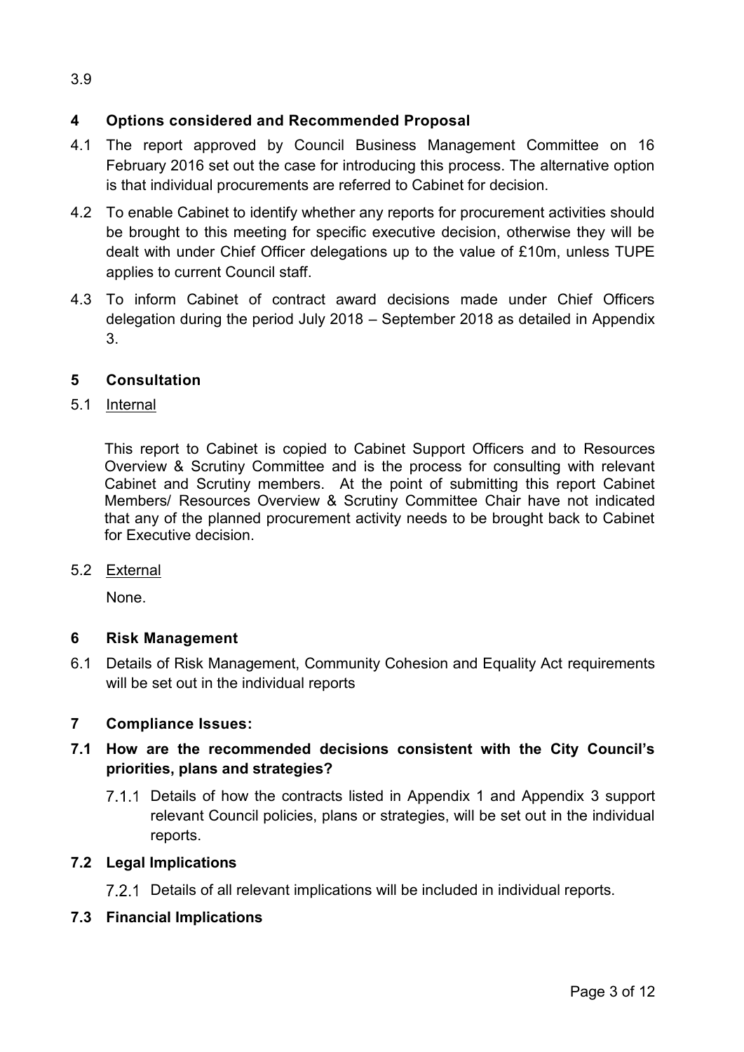3.9

## 4 Options considered and Recommended Proposal

4.1 The report approved by Council Business Management Committee on 16 February 2016 set out the case for introducing this process. The alternative option is that individual procurements are referred to Cabinet for decision.

4.2 To enable Cabinet to identify whether any reports for procurement activities should be brought to this meeting for specific executive decision, otherwise they will be dealt with under Chief Officer delegations up to the value of £10m, unless TUPE applies to current Council staff.

4.3 To inform Cabinet of contract award decisions made under Chief Officers delegation during the period July 2018 – September 2018 as detailed in Appendix 3.

## 5 Consultation

5.1 Internal

This report to Cabinet is copied to Cabinet Support Officers and to Resources Overview & Scrutiny Committee and is the process for consulting with relevant Cabinet and Scrutiny members. At the point of submitting this report Cabinet Members/ Resources Overview & Scrutiny Committee Chair have not indicated that any of the planned procurement activity needs to be brought back to Cabinet for Executive decision.

5.2 External

None.

## 6 Risk Management

6.1 Details of Risk Management, Community Cohesion and Equality Act requirements will be set out in the individual reports

## 7 Compliance Issues:

### 7.1 How are the recommended decisions consistent with the City Council's priorities, plans and strategies?

7.1.1 Details of how the contracts listed in Appendix 1 and Appendix 3 support relevant Council policies, plans or strategies, will be set out in the individual reports.

### 7.2 Legal Implications

7.2.1 Details of all relevant implications will be included in individual reports.

### 7.3 Financial Implications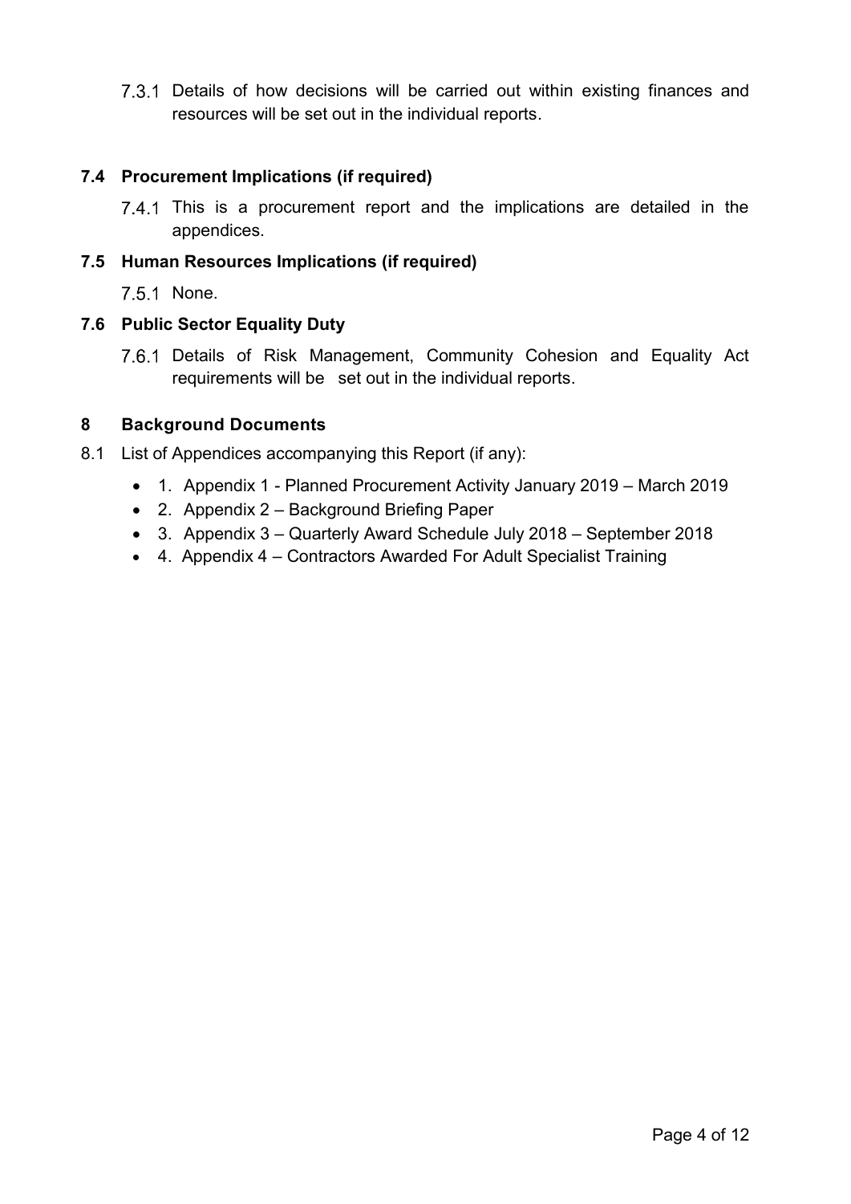7.3.1 Details of how decisions will be carried out within existing finances and resources will be set out in the individual reports.

### 7.4 Procurement Implications (if required)

7.4.1 This is a procurement report and the implications are detailed in the appendices.

### 7.5 Human Resources Implications (if required)

7.5.1 None.

### 7.6 Public Sector Equality Duty

7.6.1 Details of Risk Management, Community Cohesion and Equality Act requirements will be set out in the individual reports.

## 8 Background Documents

8.1 List of Appendices accompanying this Report (if any):

- 1. Appendix 1 - Planned Procurement Activity January 2019 – March 2019
- 2. Appendix 2 – Background Briefing Paper
- 3. Appendix 3 – Quarterly Award Schedule July 2018 – September 2018
- 4. Appendix 4 – Contractors Awarded For Adult Specialist Training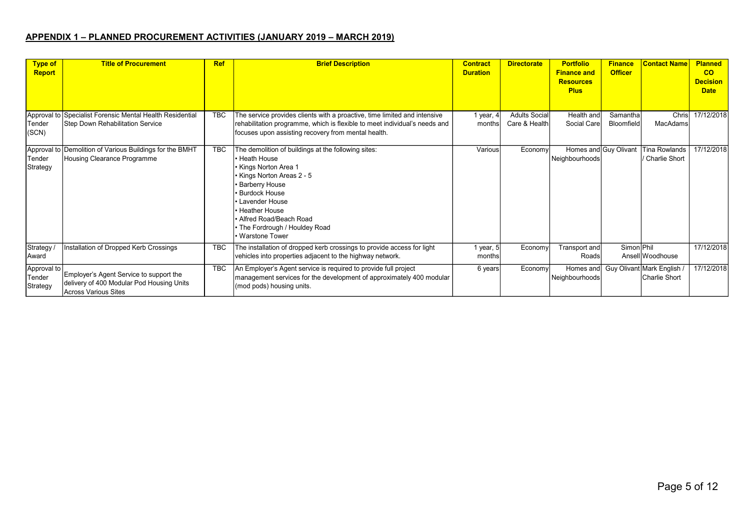## APPENDIX 1 – PLANNED PROCUREMENT ACTIVITIES (JANUARY 2019 – MARCH 2019)

| Type of Report | Title of Procurement | Ref | Brief Description | Contract Duration | Directorate | Portfolio Finance and Resources Plus | Finance Officer | Contact Name | Planned CO Decision Date |
|---|---|---|---|---|---|---|---|---|---|
| Approval to Tender (SCN) | Specialist Forensic Mental Health Residential Step Down Rehabilitation Service | TBC | The service provides clients with a proactive, time limited and intensive rehabilitation programme, which is flexible to meet individual's needs and focuses upon assisting recovery from mental health. | 1 year, 4 months | Adults Social Care & Health | Health and Social Care | Samantha Bloomfield | Chris MacAdams | 17/12/2018 |
| Approval to Tender Strategy | Demolition of Various Buildings for the BMHT Housing Clearance Programme | TBC | The demolition of buildings at the following sites:<br>• Heath House<br>• Kings Norton Area 1<br>• Kings Norton Areas 2 - 5<br>• Barberry House<br>• Burdock House<br>• Lavender House<br>• Heather House<br>• Alfred Road/Beach Road<br>• The Fordrough / Houldey Road<br>• Warstone Tower | Various | Economy | Homes and Neighbourhoods | Guy Olivant | Tina Rowlands / Charlie Short | 17/12/2018 |
| Strategy / Award | Installation of Dropped Kerb Crossings | TBC | The installation of dropped kerb crossings to provide access for light vehicles into properties adjacent to the highway network. | 1 year, 5 months | Economy | Transport and Roads | Simon Ansell | Phil Woodhouse | 17/12/2018 |
| Approval to Tender Strategy | Employer's Agent Service to support the delivery of 400 Modular Pod Housing Units Across Various Sites | TBC | An Employer's Agent service is required to provide full project management services for the development of approximately 400 modular (mod pods) housing units. | 6 years | Economy | Homes and Neighbourhoods | Guy Olivant | Mark English / Charlie Short | 17/12/2018 |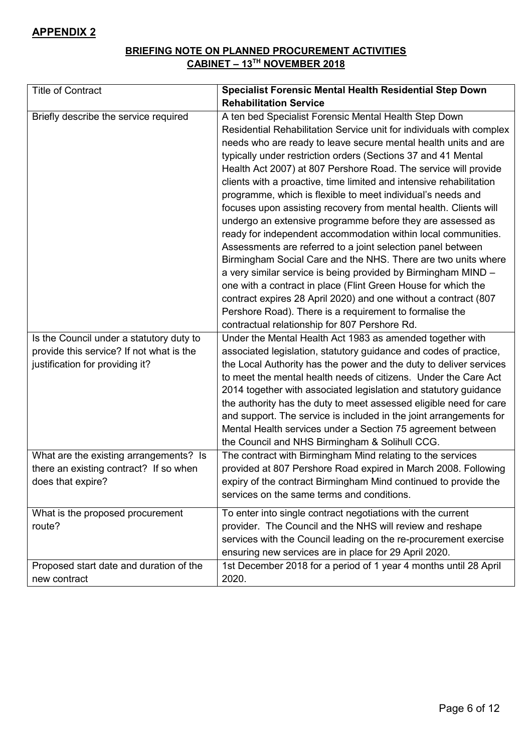## APPENDIX 2

**BRIEFING NOTE ON PLANNED PROCUREMENT ACTIVITIES**
**CABINET – 13TH NOVEMBER 2018**

| Title of Contract | **Specialist Forensic Mental Health Residential Step Down Rehabilitation Service** |
|---|---|
| Briefly describe the service required | A ten bed Specialist Forensic Mental Health Step Down Residential Rehabilitation Service unit for individuals with complex needs who are ready to leave secure mental health units and are typically under restriction orders (Sections 37 and 41 Mental Health Act 2007) at 807 Pershore Road. The service will provide clients with a proactive, time limited and intensive rehabilitation programme, which is flexible to meet individual's needs and focuses upon assisting recovery from mental health. Clients will undergo an extensive programme before they are assessed as ready for independent accommodation within local communities. Assessments are referred to a joint selection panel between Birmingham Social Care and the NHS. There are two units where a very similar service is being provided by Birmingham MIND – one with a contract in place (Flint Green House for which the contract expires 28 April 2020) and one without a contract (807 Pershore Road). There is a requirement to formalise the contractual relationship for 807 Pershore Rd. |
| Is the Council under a statutory duty to provide this service? If not what is the justification for providing it? | Under the Mental Health Act 1983 as amended together with associated legislation, statutory guidance and codes of practice, the Local Authority has the power and the duty to deliver services to meet the mental health needs of citizens. Under the Care Act 2014 together with associated legislation and statutory guidance the authority has the duty to meet assessed eligible need for care and support. The service is included in the joint arrangements for Mental Health services under a Section 75 agreement between the Council and NHS Birmingham & Solihull CCG. |
| What are the existing arrangements? Is there an existing contract? If so when does that expire? | The contract with Birmingham Mind relating to the services provided at 807 Pershore Road expired in March 2008. Following expiry of the contract Birmingham Mind continued to provide the services on the same terms and conditions. |
| What is the proposed procurement route? | To enter into single contract negotiations with the current provider. The Council and the NHS will review and reshape services with the Council leading on the re-procurement exercise ensuring new services are in place for 29 April 2020. |
| Proposed start date and duration of the new contract | 1st December 2018 for a period of 1 year 4 months until 28 April 2020. |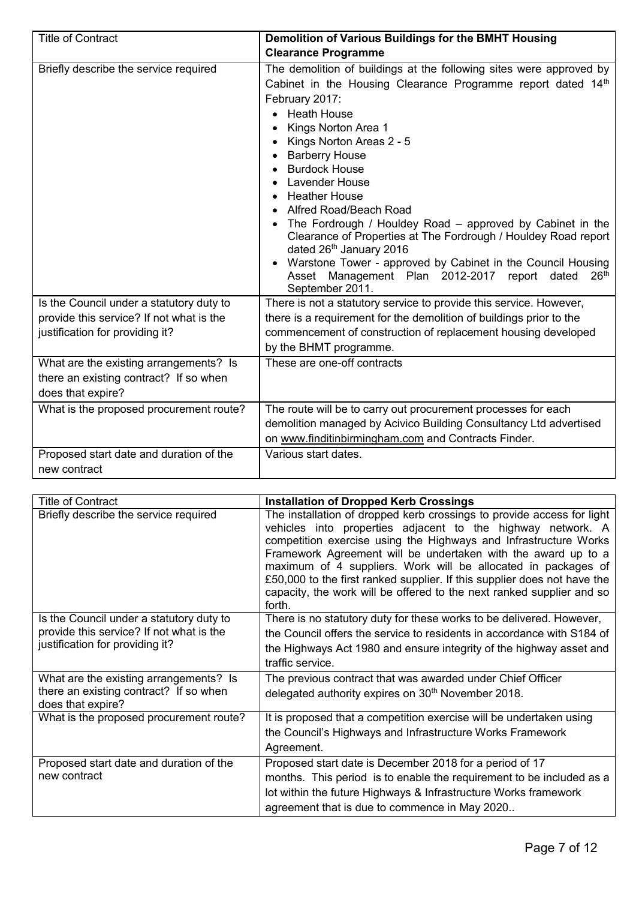| Title of Contract | **Demolition of Various Buildings for the BMHT Housing Clearance Programme** |
|---|---|
| Briefly describe the service required | The demolition of buildings at the following sites were approved by Cabinet in the Housing Clearance Programme report dated 14th February 2017:<br>• Heath House<br>• Kings Norton Area 1<br>• Kings Norton Areas 2 - 5<br>• Barberry House<br>• Burdock House<br>• Lavender House<br>• Heather House<br>• Alfred Road/Beach Road<br>• The Fordrough / Houldey Road – approved by Cabinet in the Clearance of Properties at The Fordrough / Houldey Road report dated 26th January 2016<br>• Warstone Tower - approved by Cabinet in the Council Housing Asset Management Plan 2012-2017 report dated 26th September 2011. |
| Is the Council under a statutory duty to provide this service? If not what is the justification for providing it? | There is not a statutory service to provide this service. However, there is a requirement for the demolition of buildings prior to the commencement of construction of replacement housing developed by the BMHT programme. |
| What are the existing arrangements? Is there an existing contract? If so when does that expire? | These are one-off contracts |
| What is the proposed procurement route? | The route will be to carry out procurement processes for each demolition managed by Acivico Building Consultancy Ltd advertised on www.finditinbirmingham.com and Contracts Finder. |
| Proposed start date and duration of the new contract | Various start dates. |

| Title of Contract | **Installation of Dropped Kerb Crossings** |
|---|---|
| Briefly describe the service required | The installation of dropped kerb crossings to provide access for light vehicles into properties adjacent to the highway network. A competition exercise using the Highways and Infrastructure Works Framework Agreement will be undertaken with the award up to a maximum of 4 suppliers. Work will be allocated in packages of £50,000 to the first ranked supplier. If this supplier does not have the capacity, the work will be offered to the next ranked supplier and so forth. |
| Is the Council under a statutory duty to provide this service? If not what is the justification for providing it? | There is no statutory duty for these works to be delivered. However, the Council offers the service to residents in accordance with S184 of the Highways Act 1980 and ensure integrity of the highway asset and traffic service. |
| What are the existing arrangements? Is there an existing contract? If so when does that expire? | The previous contract that was awarded under Chief Officer delegated authority expires on 30th November 2018. |
| What is the proposed procurement route? | It is proposed that a competition exercise will be undertaken using the Council's Highways and Infrastructure Works Framework Agreement. |
| Proposed start date and duration of the new contract | Proposed start date is December 2018 for a period of 17 months. This period is to enable the requirement to be included as a lot within the future Highways & Infrastructure Works framework agreement that is due to commence in May 2020.. |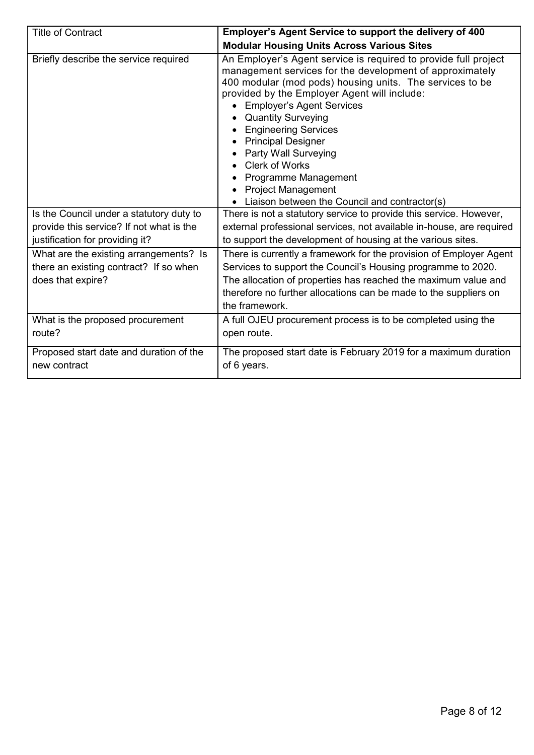| Title of Contract | **Employer's Agent Service to support the delivery of 400 Modular Housing Units Across Various Sites** |
|---|---|
| Briefly describe the service required | An Employer's Agent service is required to provide full project management services for the development of approximately 400 modular (mod pods) housing units. The services to be provided by the Employer Agent will include:<br>• Employer's Agent Services<br>• Quantity Surveying<br>• Engineering Services<br>• Principal Designer<br>• Party Wall Surveying<br>• Clerk of Works<br>• Programme Management<br>• Project Management<br>• Liaison between the Council and contractor(s) |
| Is the Council under a statutory duty to provide this service? If not what is the justification for providing it? | There is not a statutory service to provide this service. However, external professional services, not available in-house, are required to support the development of housing at the various sites. |
| What are the existing arrangements? Is there an existing contract? If so when does that expire? | There is currently a framework for the provision of Employer Agent Services to support the Council's Housing programme to 2020. The allocation of properties has reached the maximum value and therefore no further allocations can be made to the suppliers on the framework. |
| What is the proposed procurement route? | A full OJEU procurement process is to be completed using the open route. |
| Proposed start date and duration of the new contract | The proposed start date is February 2019 for a maximum duration of 6 years. |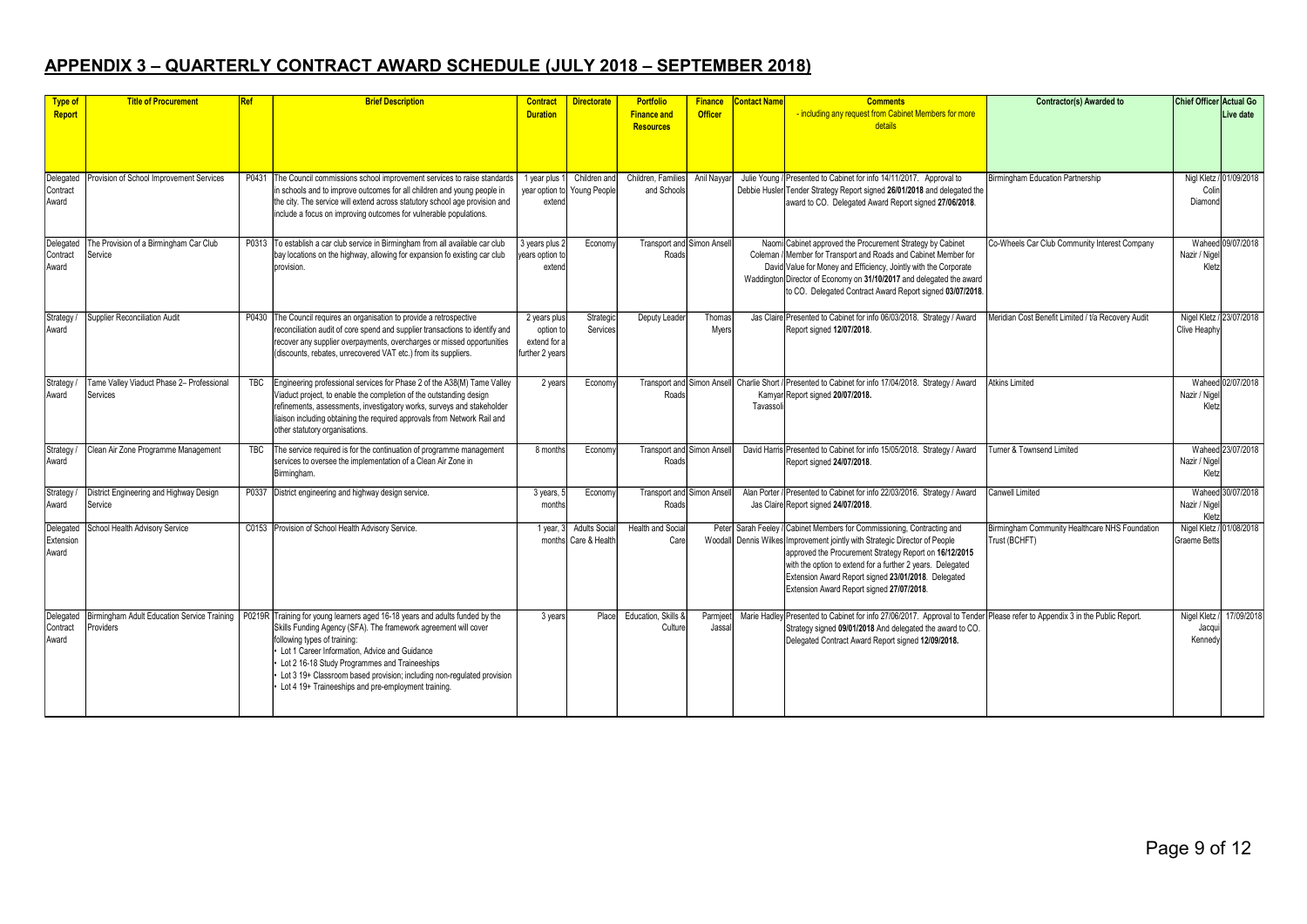## APPENDIX 3 – QUARTERLY CONTRACT AWARD SCHEDULE (JULY 2018 – SEPTEMBER 2018)

| Type of Report | Title of Procurement | Ref | Brief Description | Contract Duration | Directorate | Portfolio Finance and Resources | Finance Officer | Contact Name | Comments - including any request from Cabinet Members for more details | Contractor(s) Awarded to | Chief Officer | Actual Go Live date |
|---|---|---|---|---|---|---|---|---|---|---|---|---|
| Delegated Contract Award | Provision of School Improvement Services | P0431 | The Council commissions school improvement services to raise standards in schools and to improve outcomes for all children and young people in the city. The service will extend across statutory school age provision and include a focus on improving outcomes for vulnerable populations. | 1 year plus 1 year option to extend | Children and Young People | Children, Families and Schools | Anil Nayyar | Julie Young / Debbie Husler | Presented to Cabinet for info 14/11/2017. Approval to Tender Strategy Report signed **26/01/2018** and delegated the award to CO. Delegated Award Report signed **27/06/2018**. | Birmingham Education Partnership | Nigl Kletz / Colin Diamond | 01/09/2018 |
| Delegated Contract Award | The Provision of a Birmingham Car Club Service | P0313 | To establish a car club service in Birmingham from all available car club bay locations on the highway, allowing for expansion fo existing car club provision. | 3 years plus 2 years option to extend | Economy | Transport and Roads | Simon Ansell | Naomi Coleman / David Waddington | Cabinet approved the Procurement Strategy by Cabinet Member for Transport and Roads and Cabinet Member for Value for Money and Efficiency, Jointly with the Corporate Director of Economy on 31/10/2017 and delegated the award to CO. Delegated Contract Award Report signed **03/07/2018**. | Co-Wheels Car Club Community Interest Company | Waheed Nazir / Nigel Kletz | 09/07/2018 |
| Strategy / Award | Supplier Reconciliation Audit | P0430 | The Council requires an organisation to provide a retrospective reconciliation audit of core spend and supplier transactions to identify and recover any supplier overpayments, overcharges or missed opportunities (discounts, rebates, unrecovered VAT etc.) from its suppliers. | 2 years plus option to extend for a further 2 years | Strategic Services | Deputy Leader | Thomas Myers | Jas Claire | Presented to Cabinet for info 06/03/2018. Strategy / Award Report signed **12/07/2018**. | Meridian Cost Benefit Limited / t/a Recovery Audit | Nigel Kletz / Clive Heaphy | 23/07/2018 |
| Strategy / Award | Tame Valley Viaduct Phase 2– Professional Services | TBC | Engineering professional services for Phase 2 of the A38(M) Tame Valley Viaduct project, to enable the completion of the outstanding design refinements, assessments, investigatory works, surveys and stakeholder liaison including obtaining the required approvals from Network Rail and other statutory organisations. | 2 years | Economy | Transport and Roads | Simon Ansell | Charlie Short / Kamyar Tavassoli | Presented to Cabinet for info 17/04/2018. Strategy / Award Report signed **20/07/2018.** | Atkins Limited | Waheed Nazir / Nigel Kletz | 02/07/2018 |
| Strategy / Award | Clean Air Zone Programme Management | TBC | The service required is for the continuation of programme management services to oversee the implementation of a Clean Air Zone in Birmingham. | 8 months | Economy | Transport and Roads | Simon Ansell | David Harris | Presented to Cabinet for info 15/05/2018. Strategy / Award Report signed **24/07/2018**. | Turner & Townsend Limited | Waheed Nazir / Nigel Kletz | 23/07/2018 |
| Strategy / Award | District Engineering and Highway Design Service | P0337 | District engineering and highway design service. | 3 years, 5 months | Economy | Transport and Roads | Simon Ansell | Alan Porter / Jas Claire | Presented to Cabinet for info 22/03/2016. Strategy / Award Report signed **24/07/2018**. | Canwell Limited | Waheed Nazir / Nigel Kletz | 30/07/2018 |
| Delegated Extension Award | School Health Advisory Service | C0153 | Provision of School Health Advisory Service. | 1 year, 3 months | Adults Social Care & Health | Health and Social Care | Peter Woodall | Sarah Feeley / Dennis Wilkes | Cabinet Members for Commissioning, Contracting and Improvement jointly with Strategic Director of People approved the Procurement Strategy Report on **16/12/2015** with the option to extend for a further 2 years. Delegated Extension Award Report signed **23/01/2018**. Delegated Extension Award Report signed **27/07/2018**. | Birmingham Community Healthcare NHS Foundation Trust (BCHFT) | Nigel Kletz / Graeme Betts | 01/08/2018 |
| Delegated Contract Award | Birmingham Adult Education Service Training Providers | P0219R | Training for young learners aged 16-18 years and adults funded by the Skills Funding Agency (SFA). The framework agreement will cover following types of training:<br>• Lot 1 Career Information, Advice and Guidance<br>• Lot 2 16-18 Study Programmes and Traineeships<br>• Lot 3 19+ Classroom based provision; including non-regulated provision<br>• Lot 4 19+ Traineeships and pre-employment training. | 3 years | Place | Education, Skills & Culture | Parmjeet Jassal | Marie Hadley | Presented to Cabinet for info 27/06/2017. Approval to Tender Strategy signed **09/01/2018** And delegated the award to CO. Delegated Contract Award Report signed **12/09/2018.** | Please refer to Appendix 3 in the Public Report. | Nigel Kletz / Jacqui Kennedy | 17/09/2018 |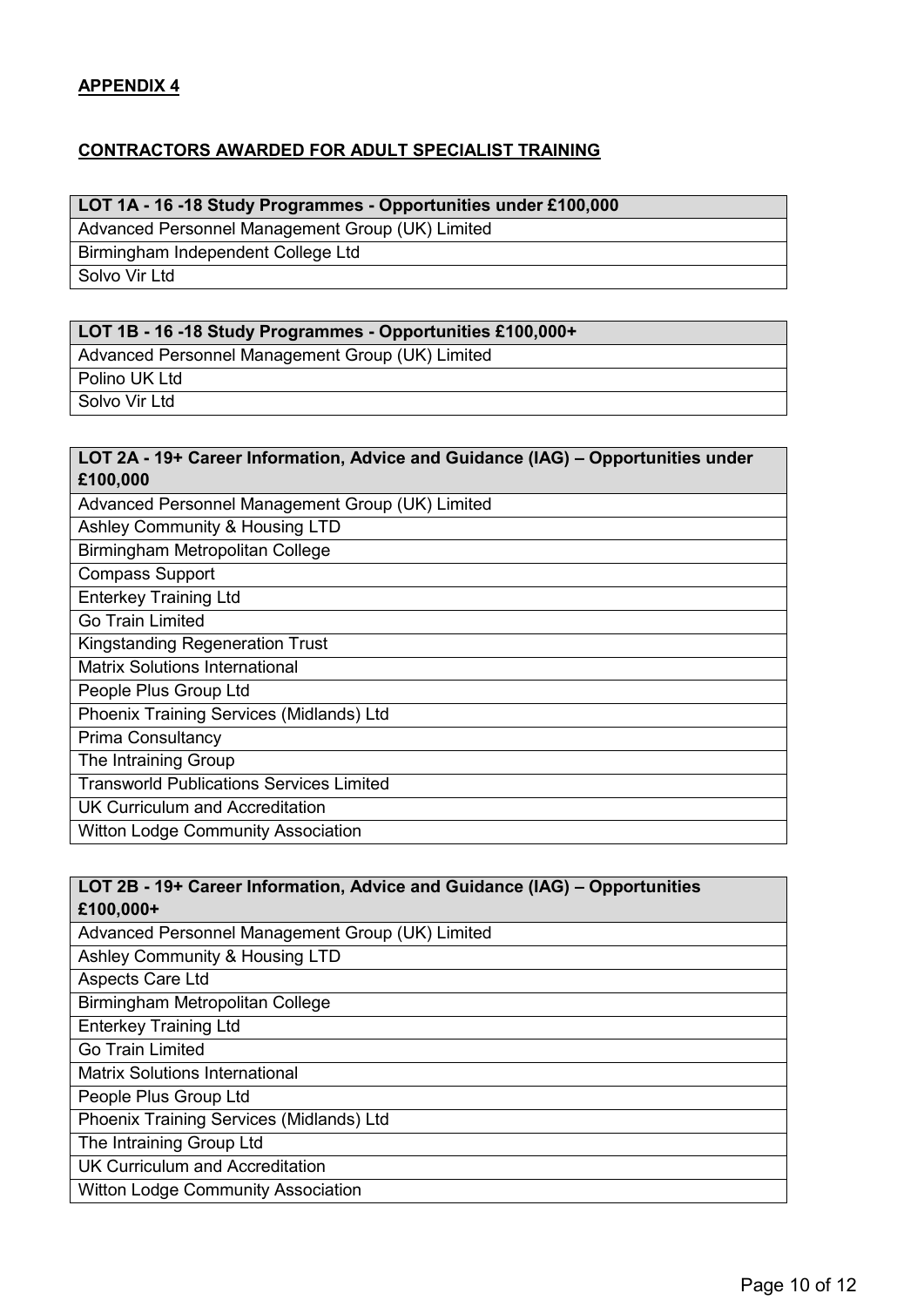**APPENDIX 4**

**CONTRACTORS AWARDED FOR ADULT SPECIALIST TRAINING**

| LOT 1A - 16 -18 Study Programmes - Opportunities under £100,000 |
| --- |
| Advanced Personnel Management Group (UK) Limited |
| Birmingham Independent College Ltd |
| Solvo Vir Ltd |

| LOT 1B - 16 -18 Study Programmes - Opportunities £100,000+ |
| --- |
| Advanced Personnel Management Group (UK) Limited |
| Polino UK Ltd |
| Solvo Vir Ltd |

| LOT 2A - 19+ Career Information, Advice and Guidance (IAG) – Opportunities under £100,000 |
| --- |
| Advanced Personnel Management Group (UK) Limited |
| Ashley Community & Housing LTD |
| Birmingham Metropolitan College |
| Compass Support |
| Enterkey Training Ltd |
| Go Train Limited |
| Kingstanding Regeneration Trust |
| Matrix Solutions International |
| People Plus Group Ltd |
| Phoenix Training Services (Midlands) Ltd |
| Prima Consultancy |
| The Intraining Group |
| Transworld Publications Services Limited |
| UK Curriculum and Accreditation |
| Witton Lodge Community Association |

| LOT 2B - 19+ Career Information, Advice and Guidance (IAG) – Opportunities £100,000+ |
| --- |
| Advanced Personnel Management Group (UK) Limited |
| Ashley Community & Housing LTD |
| Aspects Care Ltd |
| Birmingham Metropolitan College |
| Enterkey Training Ltd |
| Go Train Limited |
| Matrix Solutions International |
| People Plus Group Ltd |
| Phoenix Training Services (Midlands) Ltd |
| The Intraining Group Ltd |
| UK Curriculum and Accreditation |
| Witton Lodge Community Association |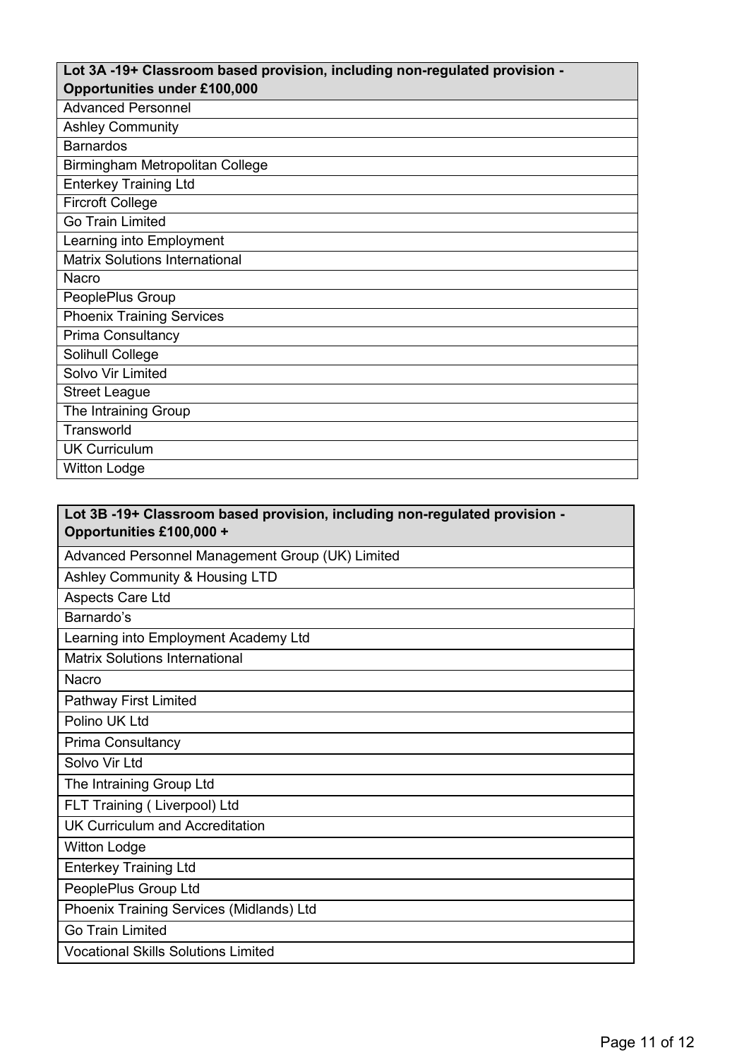| Lot 3A -19+ Classroom based provision, including non-regulated provision - Opportunities under £100,000 |
| --- |
| Advanced Personnel |
| Ashley Community |
| Barnardos |
| Birmingham Metropolitan College |
| Enterkey Training Ltd |
| Fircroft College |
| Go Train Limited |
| Learning into Employment |
| Matrix Solutions International |
| Nacro |
| PeoplePlus Group |
| Phoenix Training Services |
| Prima Consultancy |
| Solihull College |
| Solvo Vir Limited |
| Street League |
| The Intraining Group |
| Transworld |
| UK Curriculum |
| Witton Lodge |

| Lot 3B -19+ Classroom based provision, including non-regulated provision - Opportunities £100,000 + |
| --- |
| Advanced Personnel Management Group (UK) Limited |
| Ashley Community & Housing LTD |
| Aspects Care Ltd |
| Barnardo's |
| Learning into Employment Academy Ltd |
| Matrix Solutions International |
| Nacro |
| Pathway First Limited |
| Polino UK Ltd |
| Prima Consultancy |
| Solvo Vir Ltd |
| The Intraining Group Ltd |
| FLT Training ( Liverpool) Ltd |
| UK Curriculum and Accreditation |
| Witton Lodge |
| Enterkey Training Ltd |
| PeoplePlus Group Ltd |
| Phoenix Training Services (Midlands) Ltd |
| Go Train Limited |
| Vocational Skills Solutions Limited |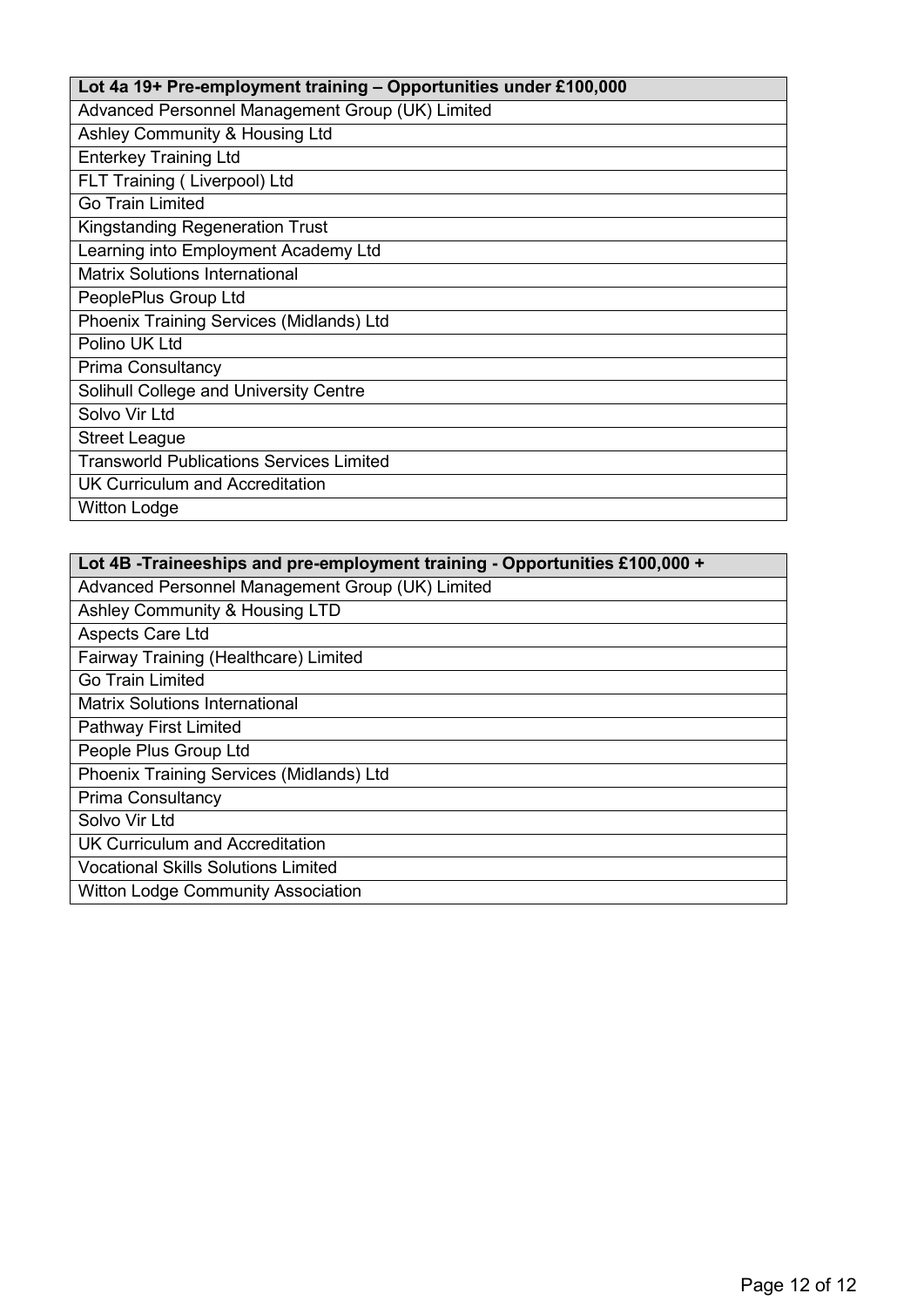| Lot 4a 19+ Pre-employment training – Opportunities under £100,000 |
| --- |
| Advanced Personnel Management Group (UK) Limited |
| Ashley Community & Housing Ltd |
| Enterkey Training Ltd |
| FLT Training ( Liverpool) Ltd |
| Go Train Limited |
| Kingstanding Regeneration Trust |
| Learning into Employment Academy Ltd |
| Matrix Solutions International |
| PeoplePlus Group Ltd |
| Phoenix Training Services (Midlands) Ltd |
| Polino UK Ltd |
| Prima Consultancy |
| Solihull College and University Centre |
| Solvo Vir Ltd |
| Street League |
| Transworld Publications Services Limited |
| UK Curriculum and Accreditation |
| Witton Lodge |

| Lot 4B -Traineeships and pre-employment training - Opportunities £100,000 + |
| --- |
| Advanced Personnel Management Group (UK) Limited |
| Ashley Community & Housing LTD |
| Aspects Care Ltd |
| Fairway Training (Healthcare) Limited |
| Go Train Limited |
| Matrix Solutions International |
| Pathway First Limited |
| People Plus Group Ltd |
| Phoenix Training Services (Midlands) Ltd |
| Prima Consultancy |
| Solvo Vir Ltd |
| UK Curriculum and Accreditation |
| Vocational Skills Solutions Limited |
| Witton Lodge Community Association |